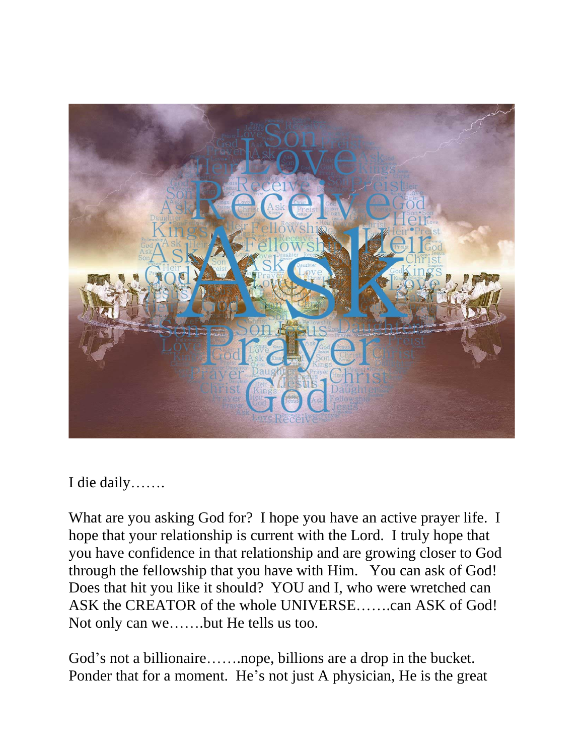I die daily…….

What are you asking God for? I hope you have an active prayer life. I hope that your relationship is current with the Lord. I truly hope that you have confidence in that relationship and are growing closer to God through the fellowship that you have with Him. You can ask of God! Does that hit you like it should? YOU and I, who were wretched can ASK the CREATOR of the whole UNIVERSE…….can ASK of God! Not only can we…….but He tells us too.

God's not a billionaire…….nope, billions are a drop in the bucket. Ponder that for a moment. He's not just A physician, He is the great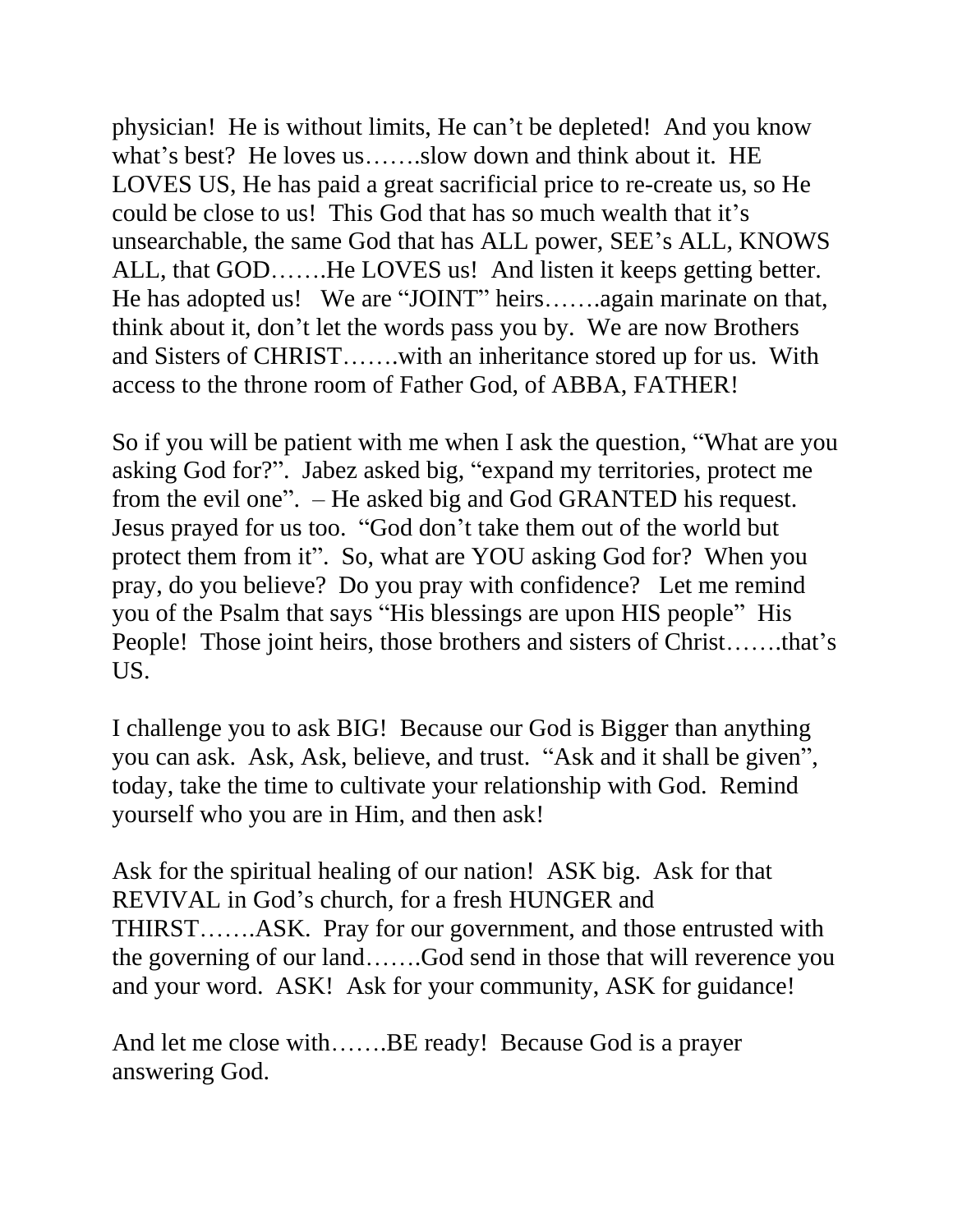physician! He is without limits, He can't be depleted! And you know what's best? He loves us…….slow down and think about it. HE LOVES US, He has paid a great sacrificial price to re-create us, so He could be close to us! This God that has so much wealth that it's unsearchable, the same God that has ALL power, SEE's ALL, KNOWS ALL, that GOD…….He LOVES us! And listen it keeps getting better. He has adopted us! We are "JOINT" heirs…….again marinate on that, think about it, don't let the words pass you by. We are now Brothers and Sisters of CHRIST…….with an inheritance stored up for us. With access to the throne room of Father God, of ABBA, FATHER!

So if you will be patient with me when I ask the question, "What are you asking God for?". Jabez asked big, "expand my territories, protect me from the evil one". – He asked big and God GRANTED his request. Jesus prayed for us too. "God don't take them out of the world but protect them from it". So, what are YOU asking God for? When you pray, do you believe? Do you pray with confidence? Let me remind you of the Psalm that says "His blessings are upon HIS people" His People! Those joint heirs, those brothers and sisters of Christ…….that's US.

I challenge you to ask BIG! Because our God is Bigger than anything you can ask. Ask, Ask, believe, and trust. "Ask and it shall be given", today, take the time to cultivate your relationship with God. Remind yourself who you are in Him, and then ask!

Ask for the spiritual healing of our nation! ASK big. Ask for that REVIVAL in God's church, for a fresh HUNGER and THIRST…….ASK. Pray for our government, and those entrusted with the governing of our land…….God send in those that will reverence you and your word. ASK! Ask for your community, ASK for guidance!

And let me close with…….BE ready! Because God is a prayer answering God.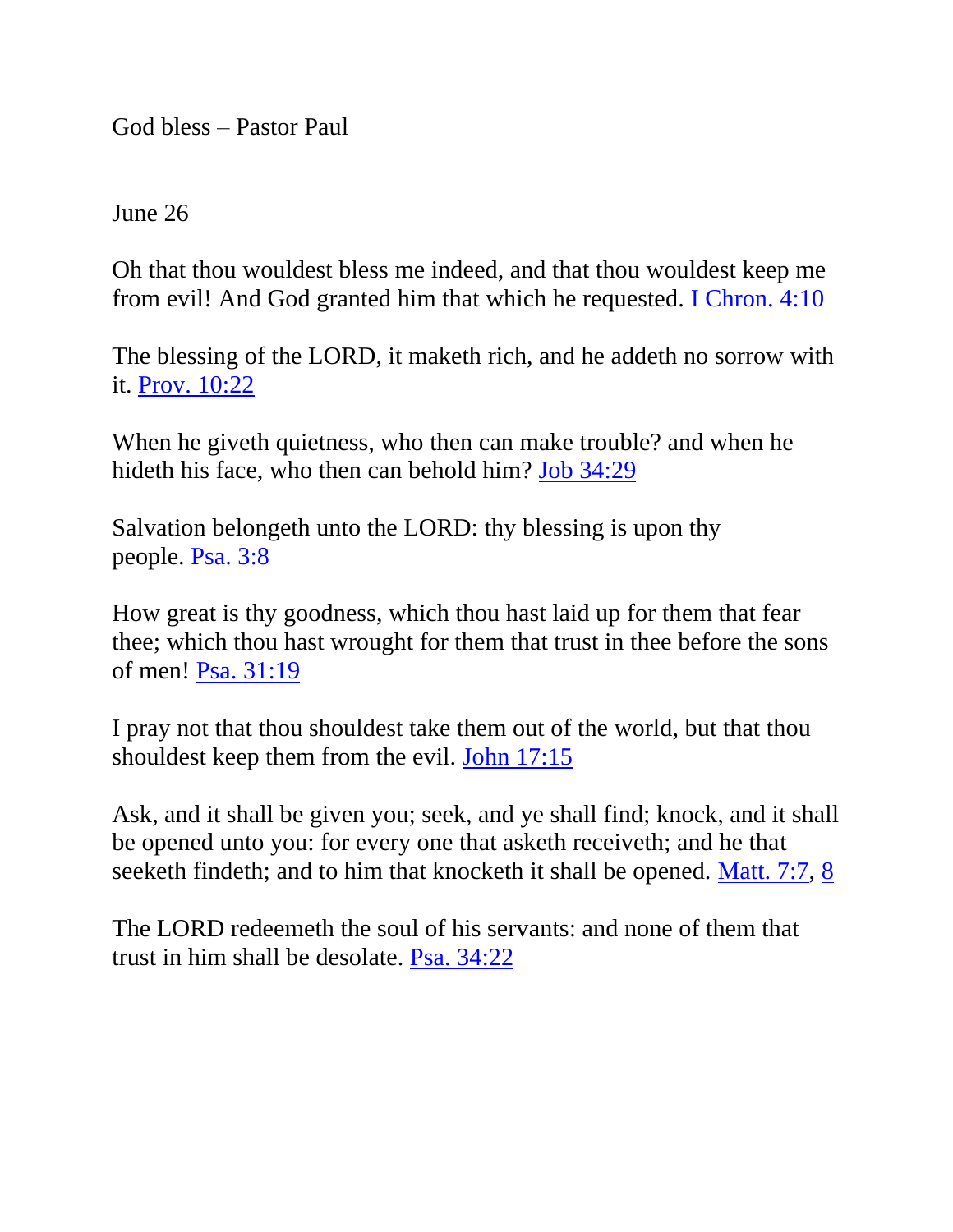God bless – Pastor Paul

June 26

Oh that thou wouldest bless me indeed, and that thou wouldest keep me from evil! And God granted him that which he requested. I Chron. 4:10

The blessing of the LORD, it maketh rich, and he addeth no sorrow with it. Prov. 10:22

When he giveth quietness, who then can make trouble? and when he hideth his face, who then can behold him? Job 34:29

Salvation belongeth unto the LORD: thy blessing is upon thy people. Psa. 3:8

How great is thy goodness, which thou hast laid up for them that fear thee; which thou hast wrought for them that trust in thee before the sons of men! Psa. 31:19

I pray not that thou shouldest take them out of the world, but that thou shouldest keep them from the evil. John 17:15

Ask, and it shall be given you; seek, and ye shall find; knock, and it shall be opened unto you: for every one that asketh receiveth; and he that seeketh findeth; and to him that knocketh it shall be opened. Matt. 7:7, 8

The LORD redeemeth the soul of his servants: and none of them that trust in him shall be desolate. Psa. 34:22